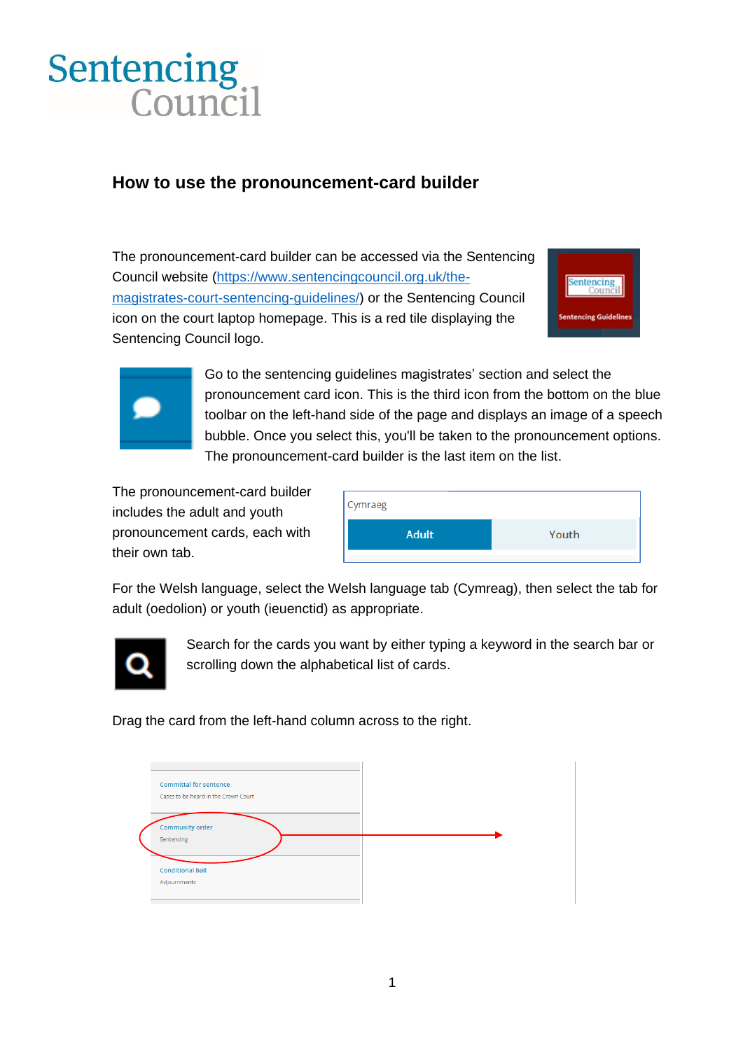# Sentencing Council

## How to use the pronouncement-card builder

The pronouncement-card builder can be accessed via the Sentencing Council website (https://www.sentencingcouncil.org.uk/the-magistrates-court-sentencing-guidelines/) or the Sentencing Council icon on the court laptop homepage. This is a red tile displaying the Sentencing Council logo.

Go to the sentencing guidelines magistrates' section and select the pronouncement card icon. This is the third icon from the bottom on the blue toolbar on the left-hand side of the page and displays an image of a speech bubble. Once you select this, you'll be taken to the pronouncement options. The pronouncement-card builder is the last item on the list.

The pronouncement-card builder includes the adult and youth pronouncement cards, each with their own tab.

For the Welsh language, select the Welsh language tab (Cymreag), then select the tab for adult (oedolion) or youth (ieuenctid) as appropriate.

Search for the cards you want by either typing a keyword in the search bar or scrolling down the alphabetical list of cards.

Drag the card from the left-hand column across to the right.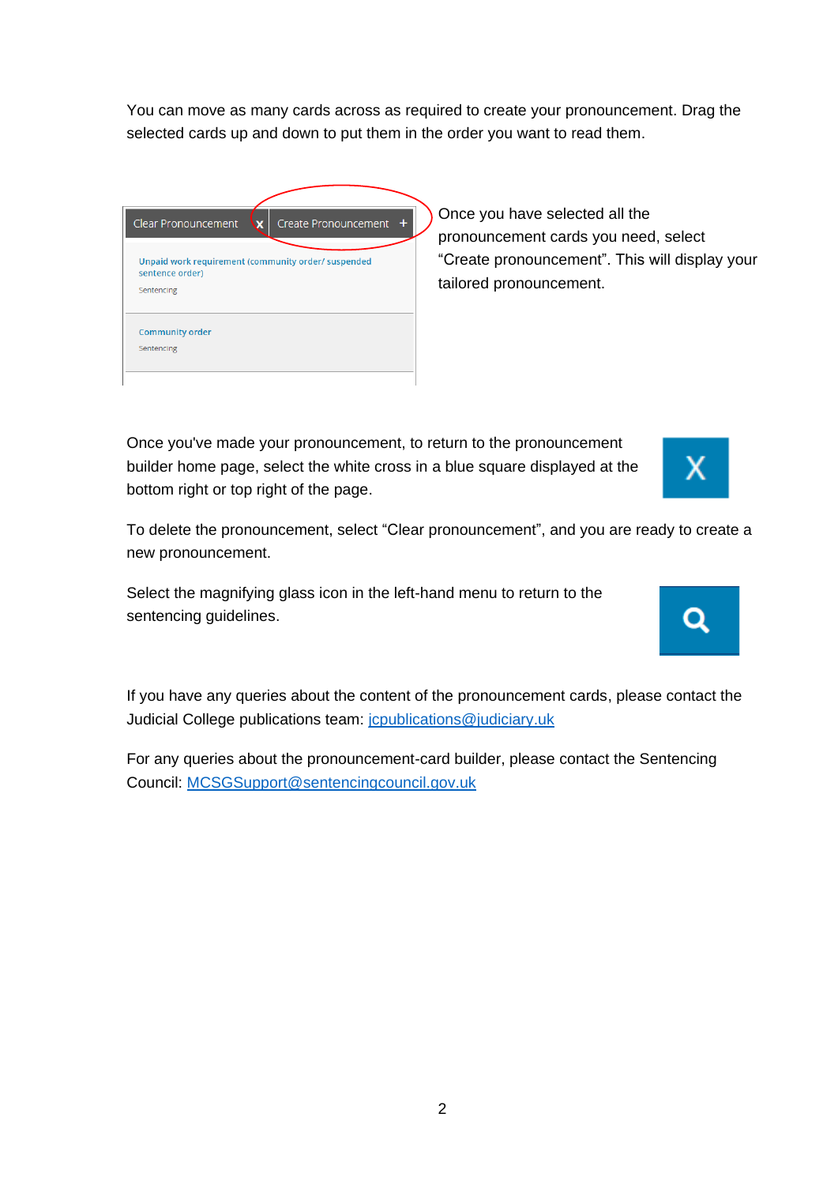You can move as many cards across as required to create your pronouncement. Drag the selected cards up and down to put them in the order you want to read them.

Once you have selected all the pronouncement cards you need, select "Create pronouncement". This will display your tailored pronouncement.

Once you've made your pronouncement, to return to the pronouncement builder home page, select the white cross in a blue square displayed at the bottom right or top right of the page.

To delete the pronouncement, select "Clear pronouncement", and you are ready to create a new pronouncement.

Select the magnifying glass icon in the left-hand menu to return to the sentencing guidelines.

If you have any queries about the content of the pronouncement cards, please contact the Judicial College publications team: [jcpublications@judiciary.uk](mailto:jcpublications@judiciary.uk)

For any queries about the pronouncement-card builder, please contact the Sentencing Council: [MCSGSupport@sentencingcouncil.gov.uk](mailto:MCSGSupport@sentencingcouncil.gov.uk)